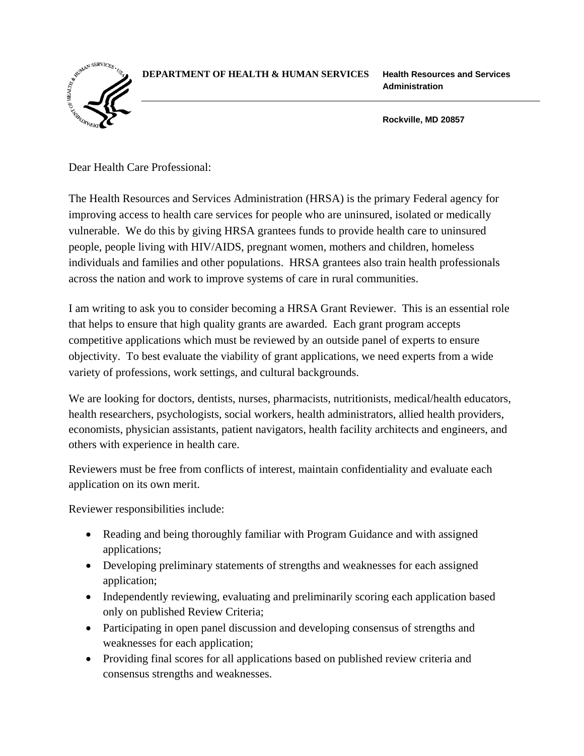**DEPARTMENT OF HEALTH & HUMAN SERVICES** **Health Resources and Services Administration**

**Rockville, MD 20857**

Dear Health Care Professional:

The Health Resources and Services Administration (HRSA) is the primary Federal agency for improving access to health care services for people who are uninsured, isolated or medically vulnerable. We do this by giving HRSA grantees funds to provide health care to uninsured people, people living with HIV/AIDS, pregnant women, mothers and children, homeless individuals and families and other populations. HRSA grantees also train health professionals across the nation and work to improve systems of care in rural communities.

I am writing to ask you to consider becoming a HRSA Grant Reviewer. This is an essential role that helps to ensure that high quality grants are awarded. Each grant program accepts competitive applications which must be reviewed by an outside panel of experts to ensure objectivity. To best evaluate the viability of grant applications, we need experts from a wide variety of professions, work settings, and cultural backgrounds.

We are looking for doctors, dentists, nurses, pharmacists, nutritionists, medical/health educators, health researchers, psychologists, social workers, health administrators, allied health providers, economists, physician assistants, patient navigators, health facility architects and engineers, and others with experience in health care.

Reviewers must be free from conflicts of interest, maintain confidentiality and evaluate each application on its own merit.

Reviewer responsibilities include:

- Reading and being thoroughly familiar with Program Guidance and with assigned applications;
- Developing preliminary statements of strengths and weaknesses for each assigned application;
- Independently reviewing, evaluating and preliminarily scoring each application based only on published Review Criteria;
- Participating in open panel discussion and developing consensus of strengths and weaknesses for each application;
- Providing final scores for all applications based on published review criteria and consensus strengths and weaknesses.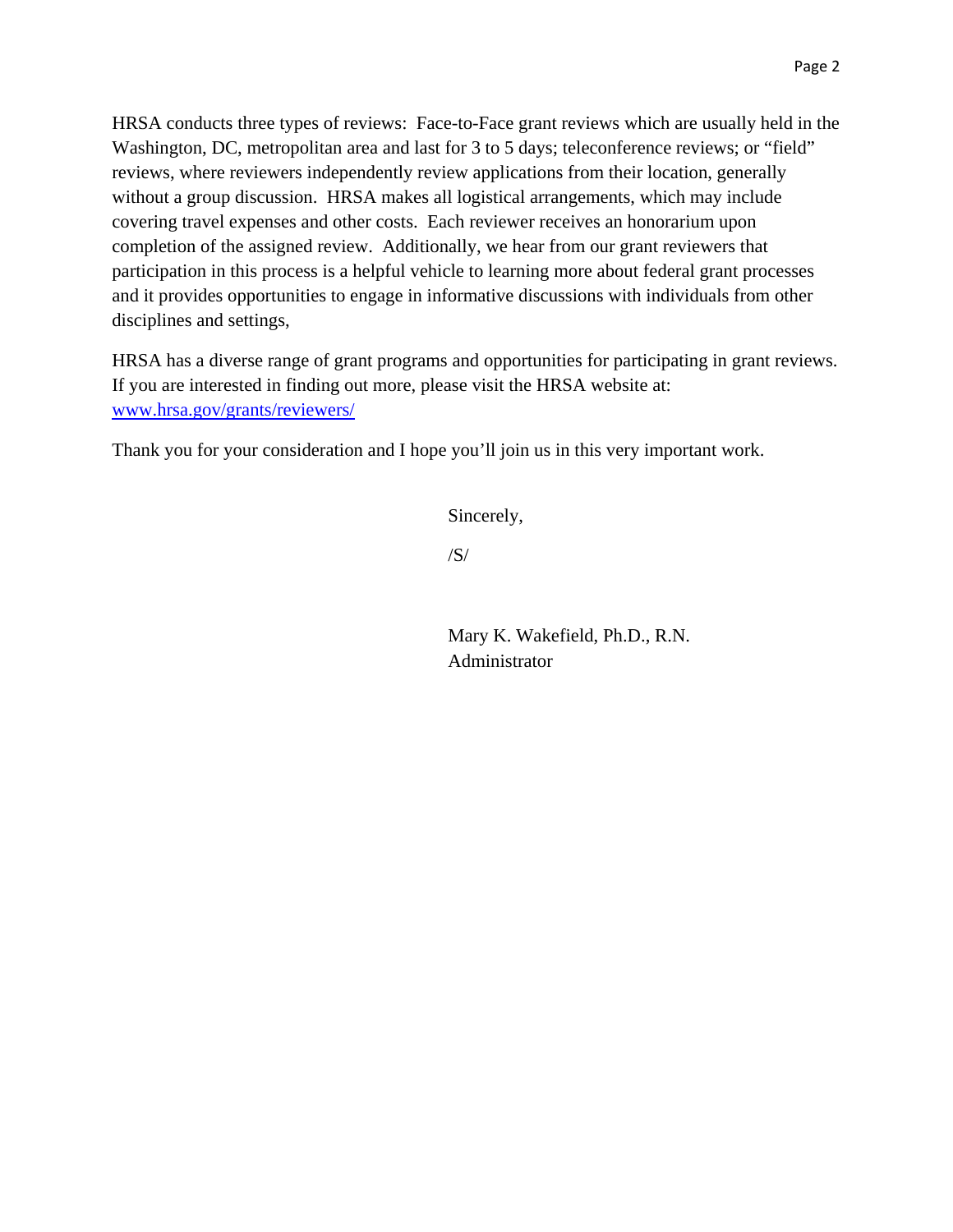HRSA conducts three types of reviews: Face-to-Face grant reviews which are usually held in the Washington, DC, metropolitan area and last for 3 to 5 days; teleconference reviews; or "field" reviews, where reviewers independently review applications from their location, generally without a group discussion. HRSA makes all logistical arrangements, which may include covering travel expenses and other costs. Each reviewer receives an honorarium upon completion of the assigned review. Additionally, we hear from our grant reviewers that participation in this process is a helpful vehicle to learning more about federal grant processes and it provides opportunities to engage in informative discussions with individuals from other disciplines and settings,

HRSA has a diverse range of grant programs and opportunities for participating in grant reviews. If you are interested in finding out more, please visit the HRSA website at: [www.hrsa.gov/grants/reviewers/](http://www.hrsa.gov/grants/reviewers/)

Thank you for your consideration and I hope you'll join us in this very important work.

Sincerely,

/S/

Mary K. Wakefield, Ph.D., R.N.
Administrator